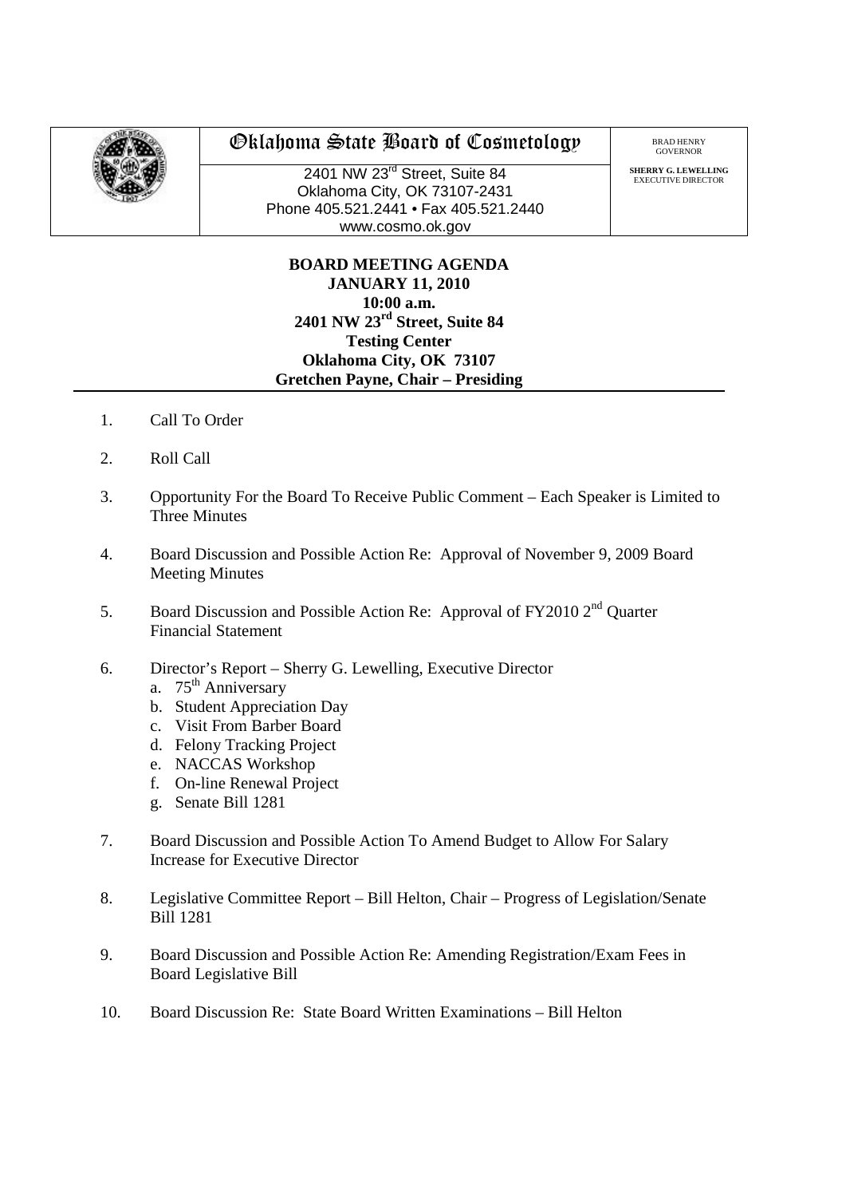# Oklahoma State Board of Cosmetology

BRAD HENRY
GOVERNOR

**SHERRY G. LEWELLING**
EXECUTIVE DIRECTOR

2401 NW 23rd Street, Suite 84
Oklahoma City, OK 73107-2431
Phone 405.521.2441 • Fax 405.521.2440
www.cosmo.ok.gov

**BOARD MEETING AGENDA**
**JANUARY 11, 2010**
**10:00 a.m.**
**2401 NW 23rd Street, Suite 84**
**Testing Center**
**Oklahoma City, OK 73107**
**Gretchen Payne, Chair – Presiding**

---

1. Call To Order
2. Roll Call
3. Opportunity For the Board To Receive Public Comment – Each Speaker is Limited to Three Minutes
4. Board Discussion and Possible Action Re: Approval of November 9, 2009 Board Meeting Minutes
5. Board Discussion and Possible Action Re: Approval of FY2010 2nd Quarter Financial Statement
6. Director's Report – Sherry G. Lewelling, Executive Director
   a. 75th Anniversary
   b. Student Appreciation Day
   c. Visit From Barber Board
   d. Felony Tracking Project
   e. NACCAS Workshop
   f. On-line Renewal Project
   g. Senate Bill 1281
7. Board Discussion and Possible Action To Amend Budget to Allow For Salary Increase for Executive Director
8. Legislative Committee Report – Bill Helton, Chair – Progress of Legislation/Senate Bill 1281
9. Board Discussion and Possible Action Re: Amending Registration/Exam Fees in Board Legislative Bill
10. Board Discussion Re: State Board Written Examinations – Bill Helton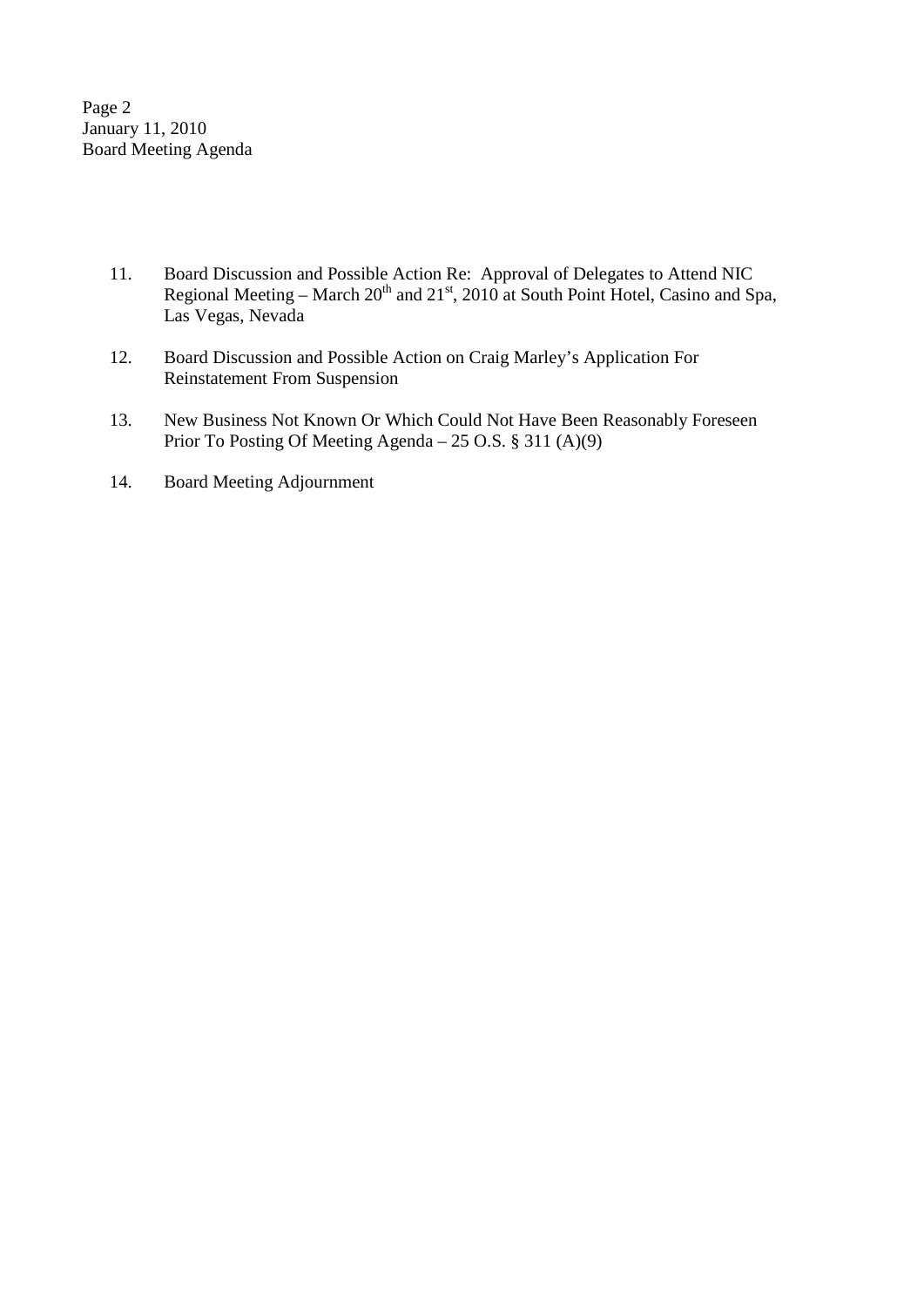11. Board Discussion and Possible Action Re: Approval of Delegates to Attend NIC Regional Meeting – March 20th and 21st, 2010 at South Point Hotel, Casino and Spa, Las Vegas, Nevada

12. Board Discussion and Possible Action on Craig Marley's Application For Reinstatement From Suspension

13. New Business Not Known Or Which Could Not Have Been Reasonably Foreseen Prior To Posting Of Meeting Agenda – 25 O.S. § 311 (A)(9)

14. Board Meeting Adjournment